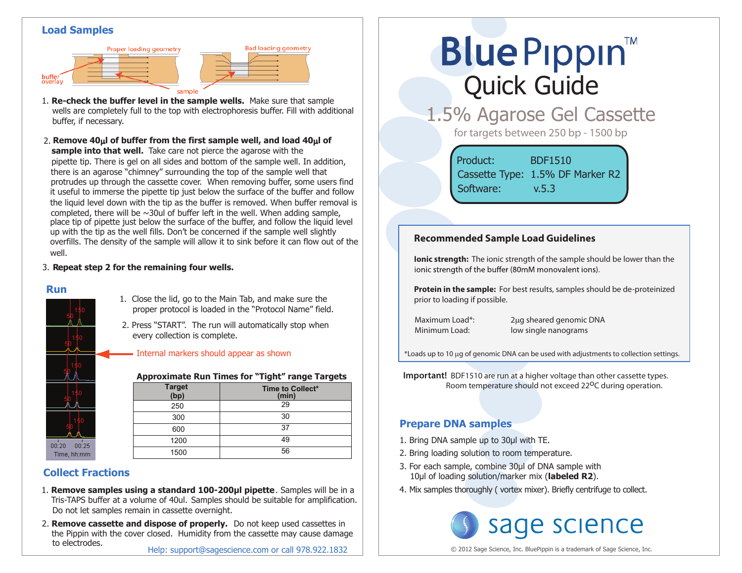## Load Samples

Proper loading geometry — Bad loading geometry — buffer overlay — sample

1. **Re-check the buffer level in the sample wells.** Make sure that sample wells are completely full to the top with electrophoresis buffer. Fill with additional buffer, if necessary.

2. **Remove 40µl of buffer from the first sample well, and load 40µl of sample into that well.** Take care not pierce the agarose with the pipette tip. There is gel on all sides and bottom of the sample well. In addition, there is an agarose "chimney" surrounding the top of the sample well that protrudes up through the cassette cover. When removing buffer, some users find it useful to immerse the pipette tip just below the surface of the buffer and follow the liquid level down with the tip as the buffer is removed. When buffer removal is completed, there will be ~30ul of buffer left in the well. When adding sample, place tip of pipette just below the surface of the buffer, and follow the liquid level up with the tip as the well fills. Don't be concerned if the sample well slightly overfills. The density of the sample will allow it to sink before it can flow out of the well.

3. **Repeat step 2 for the remaining four wells.**

## Run

1. Close the lid, go to the Main Tab, and make sure the proper protocol is loaded in the "Protocol Name" field.
2. Press "START". The run will automatically stop when every collection is complete.

Internal markers should appear as shown

**Approximate Run Times for "Tight" range Targets**

| Target (bp) | Time to Collect* (min) |
|---|---|
| 250 | 29 |
| 300 | 30 |
| 600 | 37 |
| 1200 | 49 |
| 1500 | 56 |

## Collect Fractions

1. **Remove samples using a standard 100-200µl pipette**. Samples will be in a Tris-TAPS buffer at a volume of 40ul. Samples should be suitable for amplification. Do not let samples remain in cassette overnight.
2. **Remove cassette and dispose of properly.** Do not keep used cassettes in the Pippin with the cover closed. Humidity from the cassette may cause damage to electrodes.

Help: support@sagescience.com or call 978.922.1832

# BluePippin™ Quick Guide

## 1.5% Agarose Gel Cassette

for targets between 250 bp - 1500 bp

| | |
|---|---|
| Product: | BDF1510 |
| Cassette Type: | 1.5% DF Marker R2 |
| Software: | v.5.3 |

### Recommended Sample Load Guidelines

**Ionic strength:** The ionic strength of the sample should be lower than the ionic strength of the buffer (80mM monovalent ions).

**Protein in the sample:** For best results, samples should be de-proteinized prior to loading if possible.

| | |
|---|---|
| Maximum Load*: | 2µg sheared genomic DNA |
| Minimum Load: | low single nanograms |

*Loads up to 10 µg of genomic DNA can be used with adjustments to collection settings.

**Important!** BDF1510 are run at a higher voltage than other cassette types. Room temperature should not exceed 22°C during operation.

## Prepare DNA samples

1. Bring DNA sample up to 30µl with TE.
2. Bring loading solution to room temperature.
3. For each sample, combine 30µl of DNA sample with 10µl of loading solution/marker mix (**labeled R2**).
4. Mix samples thoroughly ( vortex mixer). Briefly centrifuge to collect.

sage science

© 2012 Sage Science, Inc. BluePippin is a trademark of Sage Science, Inc.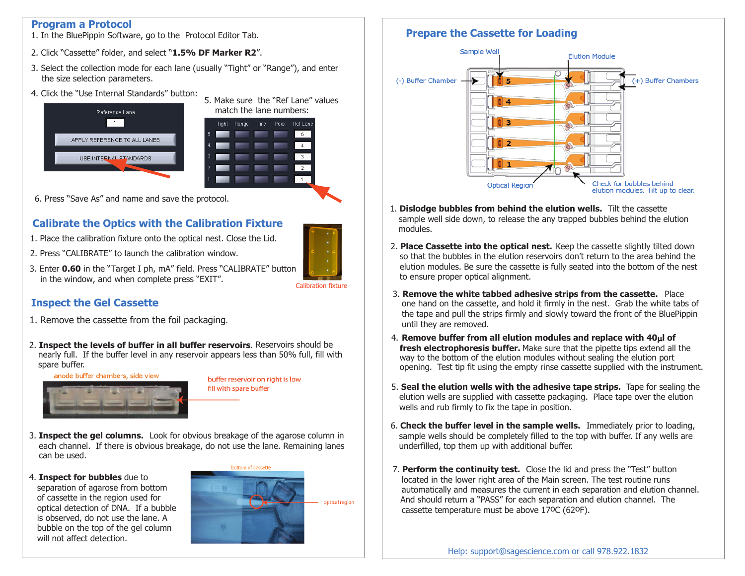## Program a Protocol

1. In the BluePippin Software, go to the Protocol Editor Tab.
2. Click "Cassette" folder, and select "**1.5% DF Marker R2**".
3. Select the collection mode for each lane (usually "Tight" or "Range"), and enter the size selection parameters.
4. Click the "Use Internal Standards" button:

Reference Lane

1

APPLY REFERENCE TO ALL LANES

USE INTERNAL STANDARDS

5. Make sure the "Ref Lane" values match the lane numbers:

| | Tight | Range | Time | Peak | Ref Lane |
|---|---|---|---|---|---|
| 5 | | | | | 5 |
| 4 | | | | | 4 |
| 3 | | | | | 3 |
| 2 | | | | | 2 |
| 1 | | | | | 1 |

6. Press "Save As" and name and save the protocol.

## Calibrate the Optics with the Calibration Fixture

1. Place the calibration fixture onto the optical nest. Close the Lid.
2. Press "CALIBRATE" to launch the calibration window.
3. Enter **0.60** in the "Target I ph, mA" field. Press "CALIBRATE" button in the window, and when complete press "EXIT".

Calibration fixture

## Inspect the Gel Cassette

1. Remove the cassette from the foil packaging.
2. **Inspect the levels of buffer in all buffer reservoirs**. Reservoirs should be nearly full. If the buffer level in any reservoir appears less than 50% full, fill with spare buffer.

anode buffer chambers, side view

buffer reservoir on right is low fill with spare buffer

3. **Inspect the gel columns.** Look for obvious breakage of the agarose column in each channel. If there is obvious breakage, do not use the lane. Remaining lanes can be used.
4. **Inspect for bubbles** due to separation of agarose from bottom of cassette in the region used for optical detection of DNA. If a bubble is observed, do not use the lane. A bubble on the top of the gel column will not affect detection.

bottom of cassette

optical region

## Prepare the Cassette for Loading

Sample Well

Elution Module

(-) Buffer Chamber

(+) Buffer Chambers

Optical Region

Check for bubbles behind elution modules. Tilt up to clear.

1. **Dislodge bubbles from behind the elution wells.** Tilt the cassette sample well side down, to release the any trapped bubbles behind the elution modules.
2. **Place Cassette into the optical nest.** Keep the cassette slightly tilted down so that the bubbles in the elution reservoirs don't return to the area behind the elution modules. Be sure the cassette is fully seated into the bottom of the nest to ensure proper optical alignment.
3. **Remove the white tabbed adhesive strips from the cassette.** Place one hand on the cassette, and hold it firmly in the nest. Grab the white tabs of the tape and pull the strips firmly and slowly toward the front of the BluePippin until they are removed.
4. **Remove buffer from all elution modules and replace with 40μl of fresh electrophoresis buffer.** Make sure that the pipette tips extend all the way to the bottom of the elution modules without sealing the elution port opening. Test tip fit using the empty rinse cassette supplied with the instrument.
5. **Seal the elution wells with the adhesive tape strips.** Tape for sealing the elution wells are supplied with cassette packaging. Place tape over the elution wells and rub firmly to fix the tape in position.
6. **Check the buffer level in the sample wells.** Immediately prior to loading, sample wells should be completely filled to the top with buffer. If any wells are underfilled, top them up with additional buffer.
7. **Perform the continuity test.** Close the lid and press the "Test" button located in the lower right area of the Main screen. The test routine runs automatically and measures the current in each separation and elution channel. And should return a "PASS" for each separation and elution channel. The cassette temperature must be above 17ºC (62ºF).

Help: support@sagescience.com or call 978.922.1832